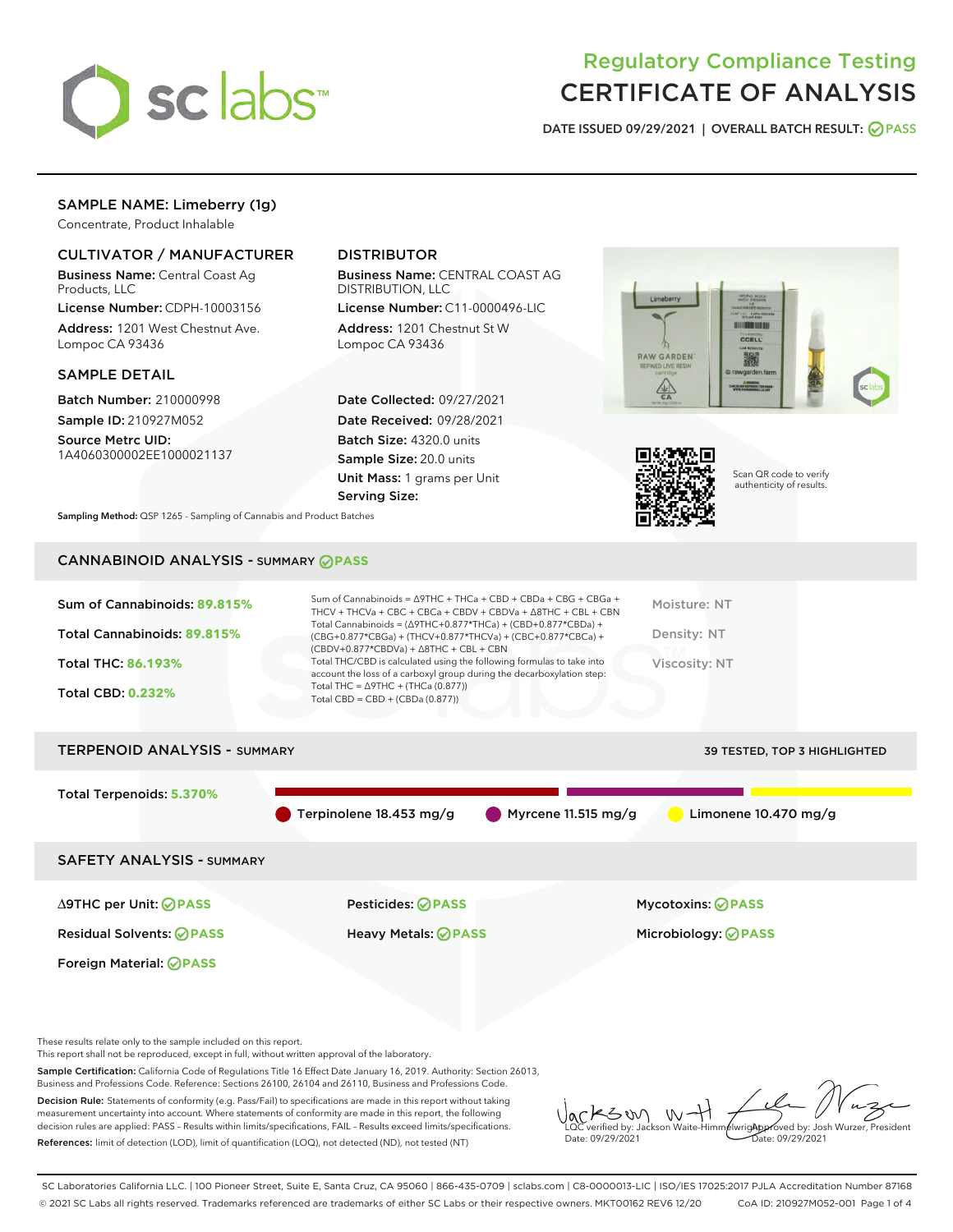# Regulatory Compliance Testing
# CERTIFICATE OF ANALYSIS

DATE ISSUED 09/29/2021 | OVERALL BATCH RESULT: PASS

## SAMPLE NAME: Limeberry (1g)

Concentrate, Product Inhalable

### CULTIVATOR / MANUFACTURER

**Business Name:** Central Coast Ag Products, LLC
**License Number:** CDPH-10003156
**Address:** 1201 West Chestnut Ave. Lompoc CA 93436

### DISTRIBUTOR

**Business Name:** CENTRAL COAST AG DISTRIBUTION, LLC
**License Number:** C11-0000496-LIC
**Address:** 1201 Chestnut St W Lompoc CA 93436

### SAMPLE DETAIL

**Batch Number:** 210000998
**Sample ID:** 210927M052
**Source Metrc UID:** 1A4060300002EE1000021137

**Date Collected:** 09/27/2021
**Date Received:** 09/28/2021
**Batch Size:** 4320.0 units
**Sample Size:** 20.0 units
**Unit Mass:** 1 grams per Unit
**Serving Size:**

Scan QR code to verify authenticity of results.

**Sampling Method:** QSP 1265 - Sampling of Cannabis and Product Batches

## CANNABINOID ANALYSIS - SUMMARY PASS

**Sum of Cannabinoids:** 89.815%
**Total Cannabinoids:** 89.815%
**Total THC:** 86.193%
**Total CBD:** 0.232%

Sum of Cannabinoids = Δ9THC + THCa + CBD + CBDa + CBG + CBGa + THCV + THCVa + CBC + CBCa + CBDV + CBDVa + Δ8THC + CBL + CBN
Total Cannabinoids = (Δ9THC+0.877*THCa) + (CBD+0.877*CBDa) + (CBG+0.877*CBGa) + (THCV+0.877*THCVa) + (CBC+0.877*CBCa) + (CBDV+0.877*CBDVa) + Δ8THC + CBL + CBN
Total THC/CBD is calculated using the following formulas to take into account the loss of a carboxyl group during the decarboxylation step:
Total THC = Δ9THC + (THCa (0.877))
Total CBD = CBD + (CBDa (0.877))

Moisture: NT
Density: NT
Viscosity: NT

## TERPENOID ANALYSIS - SUMMARY

39 TESTED, TOP 3 HIGHLIGHTED

**Total Terpenoids:** 5.370%

Terpinolene 18.453 mg/g | Myrcene 11.515 mg/g | Limonene 10.470 mg/g

## SAFETY ANALYSIS - SUMMARY

| | | |
|---|---|---|
| Δ9THC per Unit: PASS | Pesticides: PASS | Mycotoxins: PASS |
| Residual Solvents: PASS | Heavy Metals: PASS | Microbiology: PASS |
| Foreign Material: PASS | | |

These results relate only to the sample included on this report.
This report shall not be reproduced, except in full, without written approval of the laboratory.

**Sample Certification:** California Code of Regulations Title 16 Effect Date January 16, 2019. Authority: Section 26013, Business and Professions Code. Reference: Sections 26100, 26104 and 26110, Business and Professions Code.

**Decision Rule:** Statements of conformity (e.g. Pass/Fail) to specifications are made in this report without taking measurement uncertainty into account. Where statements of conformity are made in this report, the following decision rules are applied: PASS – Results within limits/specifications, FAIL – Results exceed limits/specifications.

**References:** limit of detection (LOD), limit of quantification (LOQ), not detected (ND), not tested (NT)

LQC verified by: Jackson Waite-Himmelwright
Date: 09/29/2021

Approved by: Josh Wurzer, President
Date: 09/29/2021

SC Laboratories California LLC. | 100 Pioneer Street, Suite E, Santa Cruz, CA 95060 | 866-435-0709 | sclabs.com | C8-0000013-LIC | ISO/IES 17025:2017 PJLA Accreditation Number 87168
© 2021 SC Labs all rights reserved. Trademarks referenced are trademarks of either SC Labs or their respective owners. MKT00162 REV6 12/20 CoA ID: 210927M052-001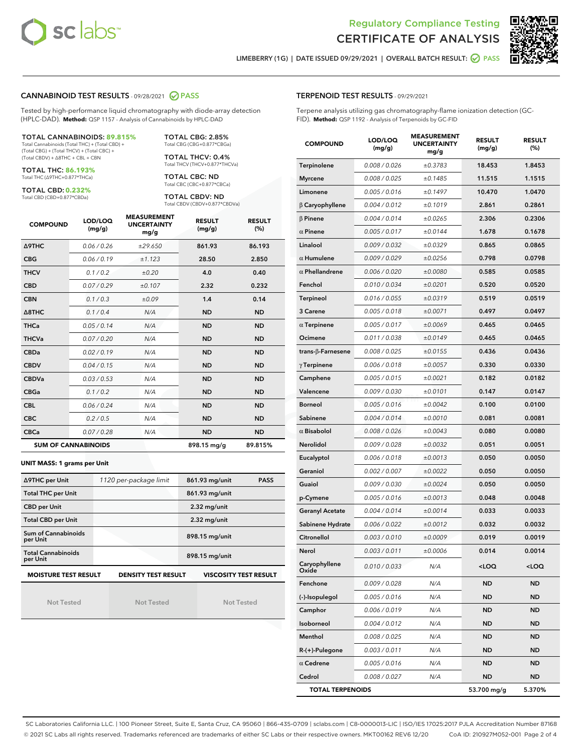# Regulatory Compliance Testing
# CERTIFICATE OF ANALYSIS

LIMEBERRY (1G) | DATE ISSUED 09/29/2021 | OVERALL BATCH RESULT: PASS

## CANNABINOID TEST RESULTS - 09/28/2021 PASS

Tested by high-performance liquid chromatography with diode-array detection (HPLC-DAD). **Method:** QSP 1157 - Analysis of Cannabinoids by HPLC-DAD

**TOTAL CANNABINOIDS: 89.815%**
Total Cannabinoids (Total THC) + (Total CBD) + (Total CBG) + (Total THCV) + (Total CBC) + (Total CBDV) + Δ8THC + CBL + CBN

**TOTAL THC: 86.193%**
Total THC (Δ9THC+0.877*THCa)

**TOTAL CBD: 0.232%**
Total CBD (CBD+0.877*CBDa)

**TOTAL CBG: 2.85%**
Total CBG (CBG+0.877*CBGa)

**TOTAL THCV: 0.4%**
Total THCV (THCV+0.877*THCVa)

**TOTAL CBC: ND**
Total CBC (CBC+0.877*CBCa)

**TOTAL CBDV: ND**
Total CBDV (CBDV+0.877*CBDVa)

| COMPOUND | LOD/LOQ (mg/g) | MEASUREMENT UNCERTAINTY mg/g | RESULT (mg/g) | RESULT (%) |
|---|---|---|---|---|
| Δ9THC | 0.06 / 0.26 | ±29.650 | 861.93 | 86.193 |
| CBG | 0.06 / 0.19 | ±1.123 | 28.50 | 2.850 |
| THCV | 0.1 / 0.2 | ±0.20 | 4.0 | 0.40 |
| CBD | 0.07 / 0.29 | ±0.107 | 2.32 | 0.232 |
| CBN | 0.1 / 0.3 | ±0.09 | 1.4 | 0.14 |
| Δ8THC | 0.1 / 0.4 | N/A | ND | ND |
| THCa | 0.05 / 0.14 | N/A | ND | ND |
| THCVa | 0.07 / 0.20 | N/A | ND | ND |
| CBDa | 0.02 / 0.19 | N/A | ND | ND |
| CBDV | 0.04 / 0.15 | N/A | ND | ND |
| CBDVa | 0.03 / 0.53 | N/A | ND | ND |
| CBGa | 0.1 / 0.2 | N/A | ND | ND |
| CBL | 0.06 / 0.24 | N/A | ND | ND |
| CBC | 0.2 / 0.5 | N/A | ND | ND |
| CBCa | 0.07 / 0.28 | N/A | ND | ND |
| **SUM OF CANNABINOIDS** | | | 898.15 mg/g | 89.815% |

**UNIT MASS: 1 grams per Unit**

| | | | |
|---|---|---|---|
| Δ9THC per Unit | 1120 per-package limit | 861.93 mg/unit | PASS |
| Total THC per Unit | | 861.93 mg/unit | |
| CBD per Unit | | 2.32 mg/unit | |
| Total CBD per Unit | | 2.32 mg/unit | |
| Sum of Cannabinoids per Unit | | 898.15 mg/unit | |
| Total Cannabinoids per Unit | | 898.15 mg/unit | |

| MOISTURE TEST RESULT | DENSITY TEST RESULT | VISCOSITY TEST RESULT |
|---|---|---|
| Not Tested | Not Tested | Not Tested |

## TERPENOID TEST RESULTS - 09/29/2021

Terpene analysis utilizing gas chromatography-flame ionization detection (GC-FID). **Method:** QSP 1192 - Analysis of Terpenoids by GC-FID

| COMPOUND | LOD/LOQ (mg/g) | MEASUREMENT UNCERTAINTY mg/g | RESULT (mg/g) | RESULT (%) |
|---|---|---|---|---|
| Terpinolene | 0.008 / 0.026 | ±0.3783 | 18.453 | 1.8453 |
| Myrcene | 0.008 / 0.025 | ±0.1485 | 11.515 | 1.1515 |
| Limonene | 0.005 / 0.016 | ±0.1497 | 10.470 | 1.0470 |
| β Caryophyllene | 0.004 / 0.012 | ±0.1019 | 2.861 | 0.2861 |
| β Pinene | 0.004 / 0.014 | ±0.0265 | 2.306 | 0.2306 |
| α Pinene | 0.005 / 0.017 | ±0.0144 | 1.678 | 0.1678 |
| Linalool | 0.009 / 0.032 | ±0.0329 | 0.865 | 0.0865 |
| α Humulene | 0.009 / 0.029 | ±0.0256 | 0.798 | 0.0798 |
| α Phellandrene | 0.006 / 0.020 | ±0.0080 | 0.585 | 0.0585 |
| Fenchol | 0.010 / 0.034 | ±0.0201 | 0.520 | 0.0520 |
| Terpineol | 0.016 / 0.055 | ±0.0319 | 0.519 | 0.0519 |
| 3 Carene | 0.005 / 0.018 | ±0.0071 | 0.497 | 0.0497 |
| α Terpinene | 0.005 / 0.017 | ±0.0069 | 0.465 | 0.0465 |
| Ocimene | 0.011 / 0.038 | ±0.0149 | 0.465 | 0.0465 |
| trans-β-Farnesene | 0.008 / 0.025 | ±0.0155 | 0.436 | 0.0436 |
| γ Terpinene | 0.006 / 0.018 | ±0.0057 | 0.330 | 0.0330 |
| Camphene | 0.005 / 0.015 | ±0.0021 | 0.182 | 0.0182 |
| Valencene | 0.009 / 0.030 | ±0.0101 | 0.147 | 0.0147 |
| Borneol | 0.005 / 0.016 | ±0.0042 | 0.100 | 0.0100 |
| Sabinene | 0.004 / 0.014 | ±0.0010 | 0.081 | 0.0081 |
| α Bisabolol | 0.008 / 0.026 | ±0.0043 | 0.080 | 0.0080 |
| Nerolidol | 0.009 / 0.028 | ±0.0032 | 0.051 | 0.0051 |
| Eucalyptol | 0.006 / 0.018 | ±0.0013 | 0.050 | 0.0050 |
| Geraniol | 0.002 / 0.007 | ±0.0022 | 0.050 | 0.0050 |
| Guaiol | 0.009 / 0.030 | ±0.0024 | 0.050 | 0.0050 |
| p-Cymene | 0.005 / 0.016 | ±0.0013 | 0.048 | 0.0048 |
| Geranyl Acetate | 0.004 / 0.014 | ±0.0014 | 0.033 | 0.0033 |
| Sabinene Hydrate | 0.006 / 0.022 | ±0.0012 | 0.032 | 0.0032 |
| Citronellol | 0.003 / 0.010 | ±0.0009 | 0.019 | 0.0019 |
| Nerol | 0.003 / 0.011 | ±0.0006 | 0.014 | 0.0014 |
| Caryophyllene Oxide | 0.010 / 0.033 | N/A | <LOQ | <LOQ |
| Fenchone | 0.009 / 0.028 | N/A | ND | ND |
| (-)-Isopulegol | 0.005 / 0.016 | N/A | ND | ND |
| Camphor | 0.006 / 0.019 | N/A | ND | ND |
| Isoborneol | 0.004 / 0.012 | N/A | ND | ND |
| Menthol | 0.008 / 0.025 | N/A | ND | ND |
| R-(+)-Pulegone | 0.003 / 0.011 | N/A | ND | ND |
| α Cedrene | 0.005 / 0.016 | N/A | ND | ND |
| Cedrol | 0.008 / 0.027 | N/A | ND | ND |
| **TOTAL TERPENOIDS** | | | 53.700 mg/g | 5.370% |

SC Laboratories California LLC. | 100 Pioneer Street, Suite E, Santa Cruz, CA 95060 | 866-435-0709 | sclabs.com | C8-0000013-LIC | ISO/IES 17025:2017 PJLA Accreditation Number 87168
© 2021 SC Labs all rights reserved. Trademarks referenced are trademarks of either SC Labs or their respective owners. MKT00162 REV6 12/20 CoA ID: 210927M052-001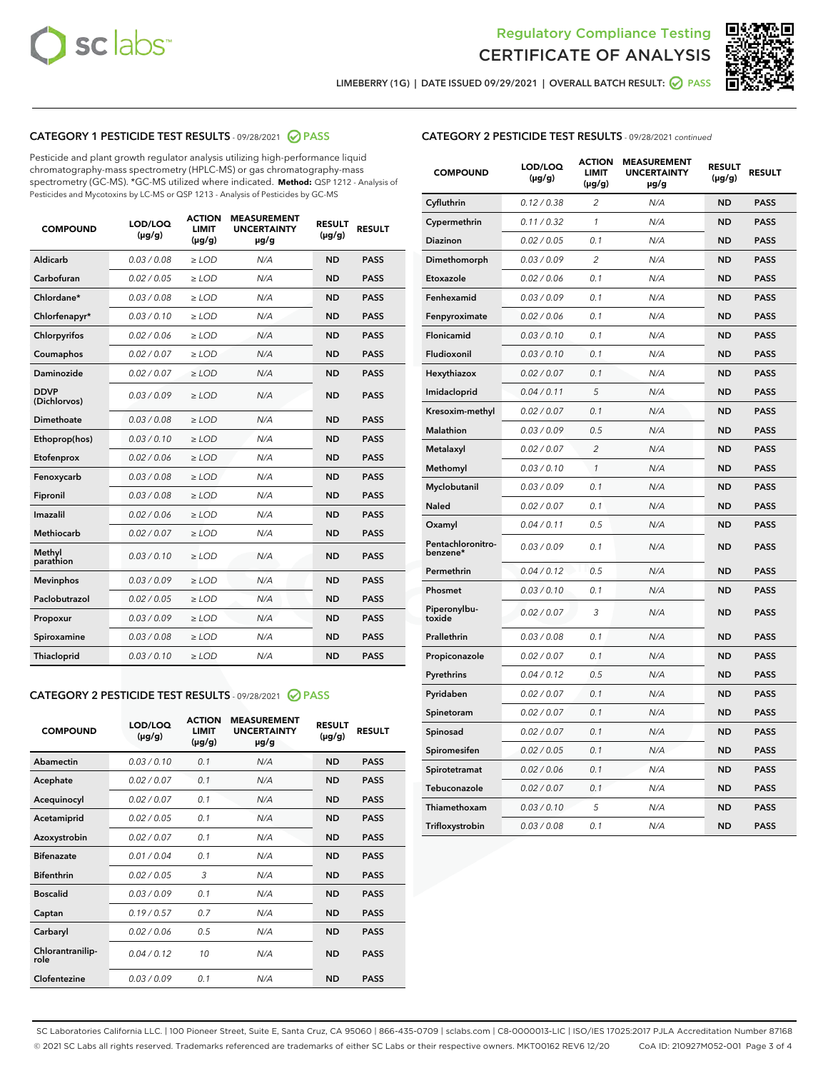# Regulatory Compliance Testing
# CERTIFICATE OF ANALYSIS

LIMEBERRY (1G) | DATE ISSUED 09/29/2021 | OVERALL BATCH RESULT: PASS

## CATEGORY 1 PESTICIDE TEST RESULTS - 09/28/2021 PASS

Pesticide and plant growth regulator analysis utilizing high-performance liquid chromatography-mass spectrometry (HPLC-MS) or gas chromatography-mass spectrometry (GC-MS). *GC-MS utilized where indicated. **Method:** QSP 1212 - Analysis of Pesticides and Mycotoxins by LC-MS or QSP 1213 - Analysis of Pesticides by GC-MS

| COMPOUND | LOD/LOQ (µg/g) | ACTION LIMIT (µg/g) | MEASUREMENT UNCERTAINTY µg/g | RESULT (µg/g) | RESULT |
|---|---|---|---|---|---|
| Aldicarb | 0.03 / 0.08 | ≥ LOD | N/A | ND | PASS |
| Carbofuran | 0.02 / 0.05 | ≥ LOD | N/A | ND | PASS |
| Chlordane* | 0.03 / 0.08 | ≥ LOD | N/A | ND | PASS |
| Chlorfenapyr* | 0.03 / 0.10 | ≥ LOD | N/A | ND | PASS |
| Chlorpyrifos | 0.02 / 0.06 | ≥ LOD | N/A | ND | PASS |
| Coumaphos | 0.02 / 0.07 | ≥ LOD | N/A | ND | PASS |
| Daminozide | 0.02 / 0.07 | ≥ LOD | N/A | ND | PASS |
| DDVP (Dichlorvos) | 0.03 / 0.09 | ≥ LOD | N/A | ND | PASS |
| Dimethoate | 0.03 / 0.08 | ≥ LOD | N/A | ND | PASS |
| Ethoprop(hos) | 0.03 / 0.10 | ≥ LOD | N/A | ND | PASS |
| Etofenprox | 0.02 / 0.06 | ≥ LOD | N/A | ND | PASS |
| Fenoxycarb | 0.03 / 0.08 | ≥ LOD | N/A | ND | PASS |
| Fipronil | 0.03 / 0.08 | ≥ LOD | N/A | ND | PASS |
| Imazalil | 0.02 / 0.06 | ≥ LOD | N/A | ND | PASS |
| Methiocarb | 0.02 / 0.07 | ≥ LOD | N/A | ND | PASS |
| Methyl parathion | 0.03 / 0.10 | ≥ LOD | N/A | ND | PASS |
| Mevinphos | 0.03 / 0.09 | ≥ LOD | N/A | ND | PASS |
| Paclobutrazol | 0.02 / 0.05 | ≥ LOD | N/A | ND | PASS |
| Propoxur | 0.03 / 0.09 | ≥ LOD | N/A | ND | PASS |
| Spiroxamine | 0.03 / 0.08 | ≥ LOD | N/A | ND | PASS |
| Thiacloprid | 0.03 / 0.10 | ≥ LOD | N/A | ND | PASS |

## CATEGORY 2 PESTICIDE TEST RESULTS - 09/28/2021 PASS

| COMPOUND | LOD/LOQ (µg/g) | ACTION LIMIT (µg/g) | MEASUREMENT UNCERTAINTY µg/g | RESULT (µg/g) | RESULT |
|---|---|---|---|---|---|
| Abamectin | 0.03 / 0.10 | 0.1 | N/A | ND | PASS |
| Acephate | 0.02 / 0.07 | 0.1 | N/A | ND | PASS |
| Acequinocyl | 0.02 / 0.07 | 0.1 | N/A | ND | PASS |
| Acetamiprid | 0.02 / 0.05 | 0.1 | N/A | ND | PASS |
| Azoxystrobin | 0.02 / 0.07 | 0.1 | N/A | ND | PASS |
| Bifenazate | 0.01 / 0.04 | 0.1 | N/A | ND | PASS |
| Bifenthrin | 0.02 / 0.05 | 3 | N/A | ND | PASS |
| Boscalid | 0.03 / 0.09 | 0.1 | N/A | ND | PASS |
| Captan | 0.19 / 0.57 | 0.7 | N/A | ND | PASS |
| Carbaryl | 0.02 / 0.06 | 0.5 | N/A | ND | PASS |
| Chlorantraniliprole | 0.04 / 0.12 | 10 | N/A | ND | PASS |
| Clofentezine | 0.03 / 0.09 | 0.1 | N/A | ND | PASS |
| Cyfluthrin | 0.12 / 0.38 | 2 | N/A | ND | PASS |
| Cypermethrin | 0.11 / 0.32 | 1 | N/A | ND | PASS |
| Diazinon | 0.02 / 0.05 | 0.1 | N/A | ND | PASS |
| Dimethomorph | 0.03 / 0.09 | 2 | N/A | ND | PASS |
| Etoxazole | 0.02 / 0.06 | 0.1 | N/A | ND | PASS |
| Fenhexamid | 0.03 / 0.09 | 0.1 | N/A | ND | PASS |
| Fenpyroximate | 0.02 / 0.06 | 0.1 | N/A | ND | PASS |
| Flonicamid | 0.03 / 0.10 | 0.1 | N/A | ND | PASS |
| Fludioxonil | 0.03 / 0.10 | 0.1 | N/A | ND | PASS |
| Hexythiazox | 0.02 / 0.07 | 0.1 | N/A | ND | PASS |
| Imidacloprid | 0.04 / 0.11 | 5 | N/A | ND | PASS |
| Kresoxim-methyl | 0.02 / 0.07 | 0.1 | N/A | ND | PASS |
| Malathion | 0.03 / 0.09 | 0.5 | N/A | ND | PASS |
| Metalaxyl | 0.02 / 0.07 | 2 | N/A | ND | PASS |
| Methomyl | 0.03 / 0.10 | 1 | N/A | ND | PASS |
| Myclobutanil | 0.03 / 0.09 | 0.1 | N/A | ND | PASS |
| Naled | 0.02 / 0.07 | 0.1 | N/A | ND | PASS |
| Oxamyl | 0.04 / 0.11 | 0.5 | N/A | ND | PASS |
| Pentachloronitrobenzene* | 0.03 / 0.09 | 0.1 | N/A | ND | PASS |
| Permethrin | 0.04 / 0.12 | 0.5 | N/A | ND | PASS |
| Phosmet | 0.03 / 0.10 | 0.1 | N/A | ND | PASS |
| Piperonylbutoxide | 0.02 / 0.07 | 3 | N/A | ND | PASS |
| Prallethrin | 0.03 / 0.08 | 0.1 | N/A | ND | PASS |
| Propiconazole | 0.02 / 0.07 | 0.1 | N/A | ND | PASS |
| Pyrethrins | 0.04 / 0.12 | 0.5 | N/A | ND | PASS |
| Pyridaben | 0.02 / 0.07 | 0.1 | N/A | ND | PASS |
| Spinetoram | 0.02 / 0.07 | 0.1 | N/A | ND | PASS |
| Spinosad | 0.02 / 0.07 | 0.1 | N/A | ND | PASS |
| Spiromesifen | 0.02 / 0.05 | 0.1 | N/A | ND | PASS |
| Spirotetramat | 0.02 / 0.06 | 0.1 | N/A | ND | PASS |
| Tebuconazole | 0.02 / 0.07 | 0.1 | N/A | ND | PASS |
| Thiamethoxam | 0.03 / 0.10 | 5 | N/A | ND | PASS |
| Trifloxystrobin | 0.03 / 0.08 | 0.1 | N/A | ND | PASS |

SC Laboratories California LLC. | 100 Pioneer Street, Suite E, Santa Cruz, CA 95060 | 866-435-0709 | sclabs.com | C8-0000013-LIC | ISO/IES 17025:2017 PJLA Accreditation Number 87168
© 2021 SC Labs all rights reserved. Trademarks referenced are trademarks of either SC Labs or their respective owners. MKT00162 REV6 12/20 CoA ID: 210927M052-001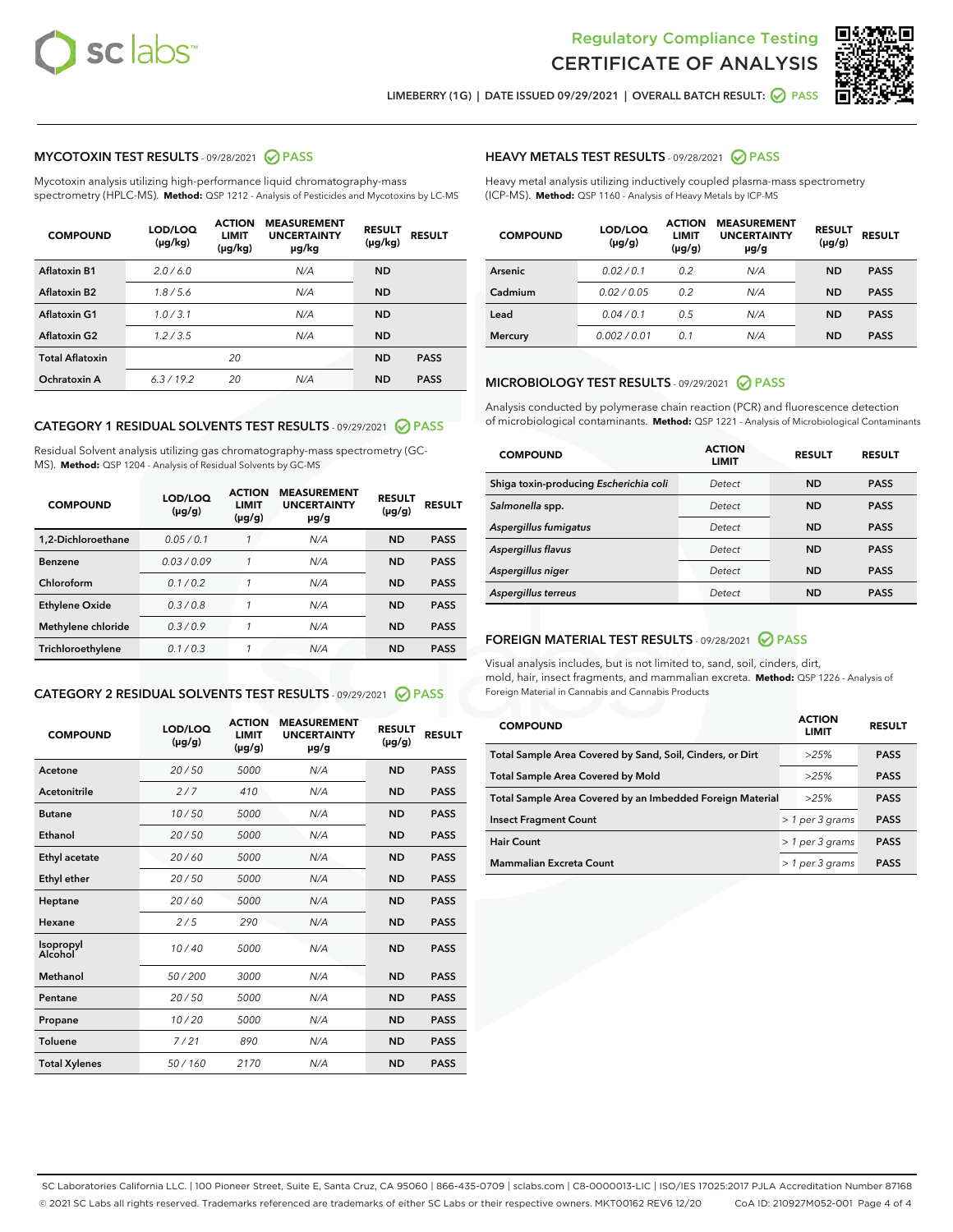# Regulatory Compliance Testing
# CERTIFICATE OF ANALYSIS

LIMEBERRY (1G) | DATE ISSUED 09/29/2021 | OVERALL BATCH RESULT: PASS

## MYCOTOXIN TEST RESULTS - 09/28/2021 PASS

Mycotoxin analysis utilizing high-performance liquid chromatography-mass spectrometry (HPLC-MS). **Method:** QSP 1212 - Analysis of Pesticides and Mycotoxins by LC-MS

| COMPOUND | LOD/LOQ (µg/kg) | ACTION LIMIT (µg/kg) | MEASUREMENT UNCERTAINTY µg/kg | RESULT (µg/kg) | RESULT |
|---|---|---|---|---|---|
| Aflatoxin B1 | 2.0 / 6.0 | | N/A | ND | |
| Aflatoxin B2 | 1.8 / 5.6 | | N/A | ND | |
| Aflatoxin G1 | 1.0 / 3.1 | | N/A | ND | |
| Aflatoxin G2 | 1.2 / 3.5 | | N/A | ND | |
| Total Aflatoxin | | 20 | | ND | PASS |
| Ochratoxin A | 6.3 / 19.2 | 20 | N/A | ND | PASS |

## CATEGORY 1 RESIDUAL SOLVENTS TEST RESULTS - 09/29/2021 PASS

Residual Solvent analysis utilizing gas chromatography-mass spectrometry (GC-MS). **Method:** QSP 1204 - Analysis of Residual Solvents by GC-MS

| COMPOUND | LOD/LOQ (µg/g) | ACTION LIMIT (µg/g) | MEASUREMENT UNCERTAINTY µg/g | RESULT (µg/g) | RESULT |
|---|---|---|---|---|---|
| 1,2-Dichloroethane | 0.05 / 0.1 | 1 | N/A | ND | PASS |
| Benzene | 0.03 / 0.09 | 1 | N/A | ND | PASS |
| Chloroform | 0.1 / 0.2 | 1 | N/A | ND | PASS |
| Ethylene Oxide | 0.3 / 0.8 | 1 | N/A | ND | PASS |
| Methylene chloride | 0.3 / 0.9 | 1 | N/A | ND | PASS |
| Trichloroethylene | 0.1 / 0.3 | 1 | N/A | ND | PASS |

## CATEGORY 2 RESIDUAL SOLVENTS TEST RESULTS - 09/29/2021 PASS

| COMPOUND | LOD/LOQ (µg/g) | ACTION LIMIT (µg/g) | MEASUREMENT UNCERTAINTY µg/g | RESULT (µg/g) | RESULT |
|---|---|---|---|---|---|
| Acetone | 20 / 50 | 5000 | N/A | ND | PASS |
| Acetonitrile | 2 / 7 | 410 | N/A | ND | PASS |
| Butane | 10 / 50 | 5000 | N/A | ND | PASS |
| Ethanol | 20 / 50 | 5000 | N/A | ND | PASS |
| Ethyl acetate | 20 / 60 | 5000 | N/A | ND | PASS |
| Ethyl ether | 20 / 50 | 5000 | N/A | ND | PASS |
| Heptane | 20 / 60 | 5000 | N/A | ND | PASS |
| Hexane | 2 / 5 | 290 | N/A | ND | PASS |
| Isopropyl Alcohol | 10 / 40 | 5000 | N/A | ND | PASS |
| Methanol | 50 / 200 | 3000 | N/A | ND | PASS |
| Pentane | 20 / 50 | 5000 | N/A | ND | PASS |
| Propane | 10 / 20 | 5000 | N/A | ND | PASS |
| Toluene | 7 / 21 | 890 | N/A | ND | PASS |
| Total Xylenes | 50 / 160 | 2170 | N/A | ND | PASS |

## HEAVY METALS TEST RESULTS - 09/28/2021 PASS

Heavy metal analysis utilizing inductively coupled plasma-mass spectrometry (ICP-MS). **Method:** QSP 1160 - Analysis of Heavy Metals by ICP-MS

| COMPOUND | LOD/LOQ (µg/g) | ACTION LIMIT (µg/g) | MEASUREMENT UNCERTAINTY µg/g | RESULT (µg/g) | RESULT |
|---|---|---|---|---|---|
| Arsenic | 0.02 / 0.1 | 0.2 | N/A | ND | PASS |
| Cadmium | 0.02 / 0.05 | 0.2 | N/A | ND | PASS |
| Lead | 0.04 / 0.1 | 0.5 | N/A | ND | PASS |
| Mercury | 0.002 / 0.01 | 0.1 | N/A | ND | PASS |

## MICROBIOLOGY TEST RESULTS - 09/29/2021 PASS

Analysis conducted by polymerase chain reaction (PCR) and fluorescence detection of microbiological contaminants. **Method:** QSP 1221 - Analysis of Microbiological Contaminants

| COMPOUND | ACTION LIMIT | RESULT | RESULT |
|---|---|---|---|
| Shiga toxin-producing *Escherichia coli* | Detect | ND | PASS |
| *Salmonella* spp. | Detect | ND | PASS |
| *Aspergillus fumigatus* | Detect | ND | PASS |
| *Aspergillus flavus* | Detect | ND | PASS |
| *Aspergillus niger* | Detect | ND | PASS |
| *Aspergillus terreus* | Detect | ND | PASS |

## FOREIGN MATERIAL TEST RESULTS - 09/28/2021 PASS

Visual analysis includes, but is not limited to, sand, soil, cinders, dirt, mold, hair, insect fragments, and mammalian excreta. **Method:** QSP 1226 - Analysis of Foreign Material in Cannabis and Cannabis Products

| COMPOUND | ACTION LIMIT | RESULT |
|---|---|---|
| Total Sample Area Covered by Sand, Soil, Cinders, or Dirt | >25% | PASS |
| Total Sample Area Covered by Mold | >25% | PASS |
| Total Sample Area Covered by an Imbedded Foreign Material | >25% | PASS |
| Insect Fragment Count | > 1 per 3 grams | PASS |
| Hair Count | > 1 per 3 grams | PASS |
| Mammalian Excreta Count | > 1 per 3 grams | PASS |

SC Laboratories California LLC. | 100 Pioneer Street, Suite E, Santa Cruz, CA 95060 | 866-435-0709 | sclabs.com | C8-0000013-LIC | ISO/IES 17025:2017 PJLA Accreditation Number 87168
© 2021 SC Labs all rights reserved. Trademarks referenced are trademarks of either SC Labs or their respective owners. MKT00162 REV6 12/20 CoA ID: 210927M052-001